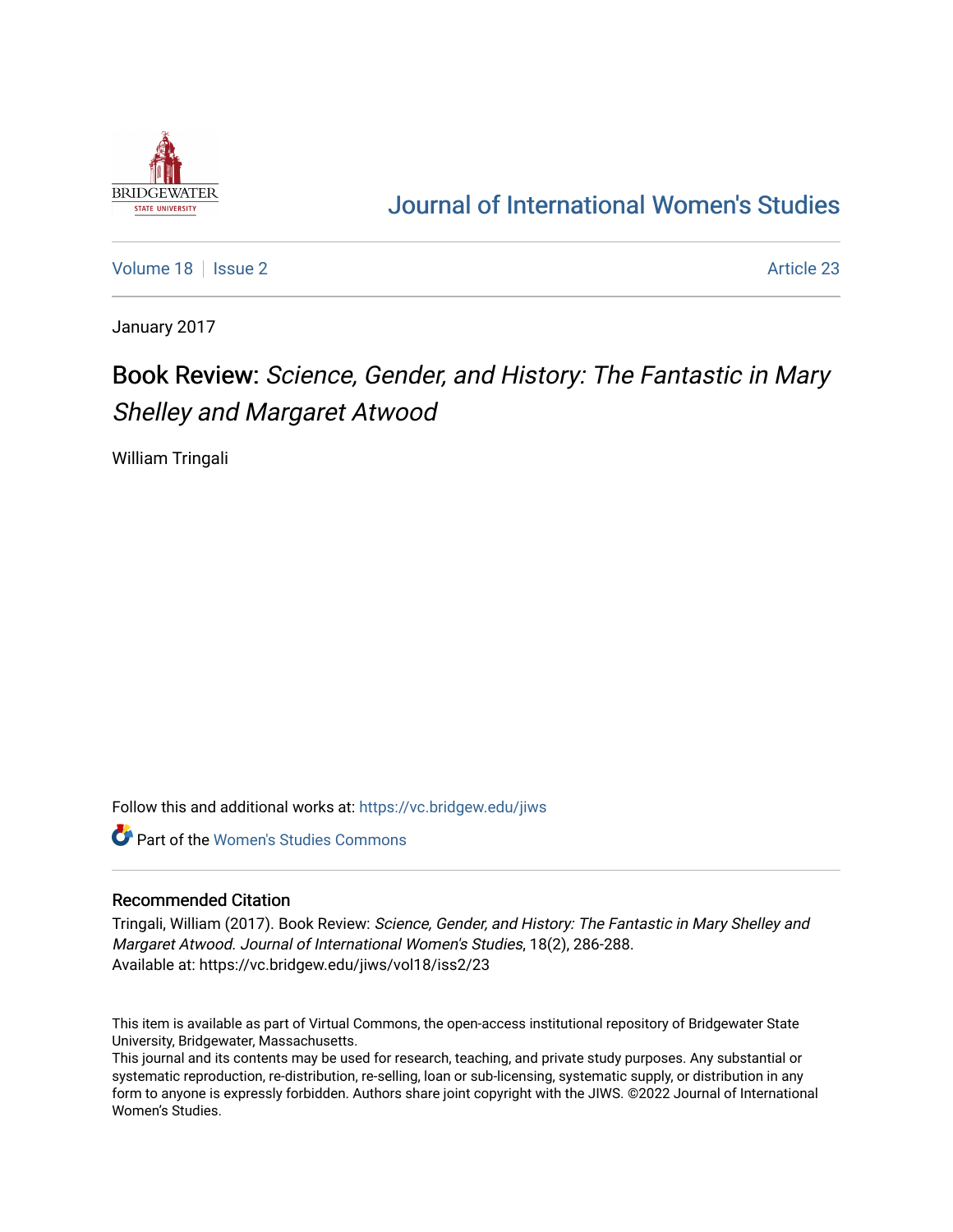# Journal of International Women's Studies

Volume 18 | Issue 2 | Article 23

January 2017

## Book Review: *Science, Gender, and History: The Fantastic in Mary Shelley and Margaret Atwood*

William Tringali

Follow this and additional works at: https://vc.bridgew.edu/jiws

Part of the Women's Studies Commons

### Recommended Citation

Tringali, William (2017). Book Review: *Science, Gender, and History: The Fantastic in Mary Shelley and Margaret Atwood*. *Journal of International Women's Studies*, 18(2), 286-288.
Available at: https://vc.bridgew.edu/jiws/vol18/iss2/23

This item is available as part of Virtual Commons, the open-access institutional repository of Bridgewater State University, Bridgewater, Massachusetts.
This journal and its contents may be used for research, teaching, and private study purposes. Any substantial or systematic reproduction, re-distribution, re-selling, loan or sub-licensing, systematic supply, or distribution in any form to anyone is expressly forbidden. Authors share joint copyright with the JIWS. ©2022 Journal of International Women's Studies.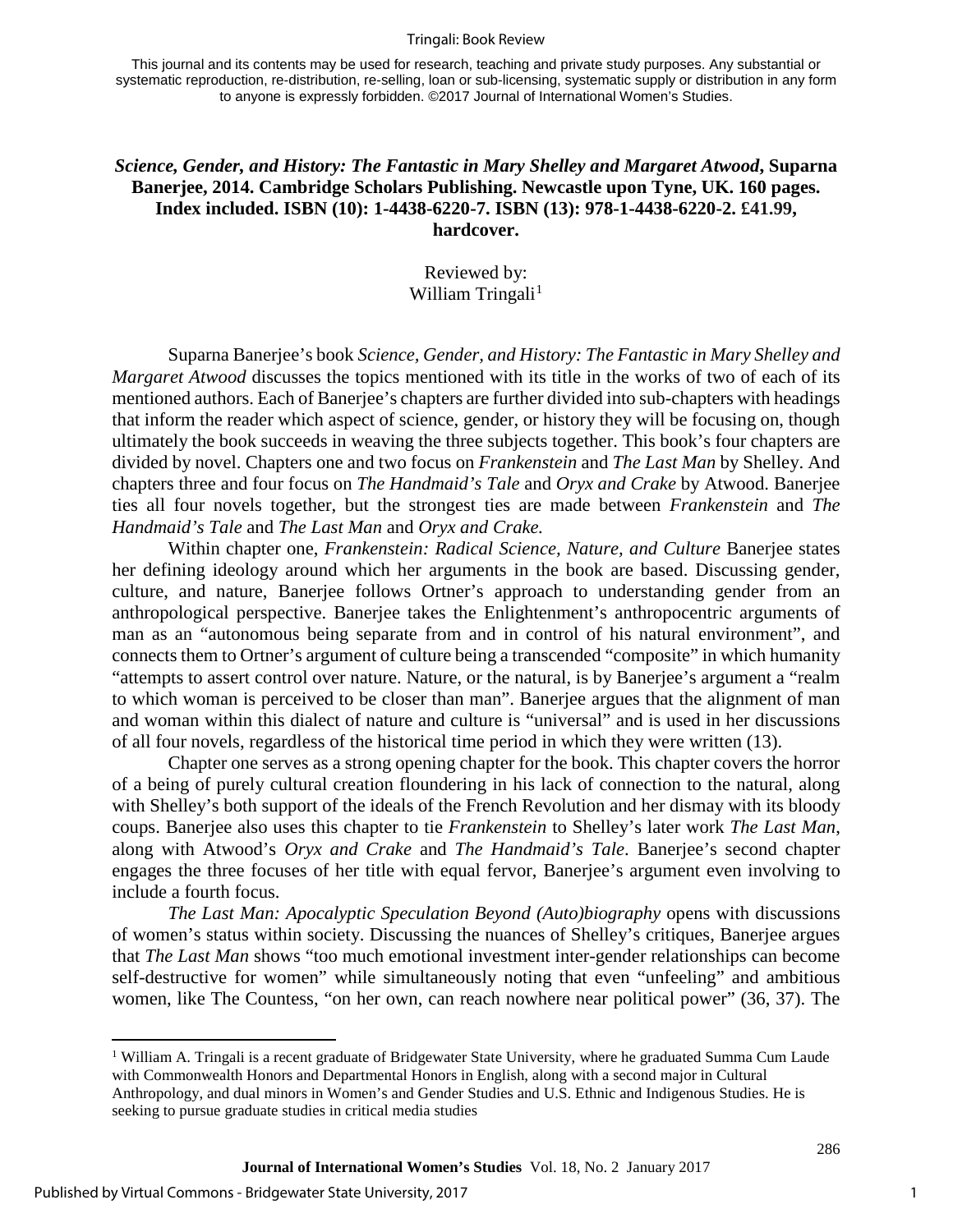**_Science, Gender, and History: The Fantastic in Mary Shelley and Margaret Atwood_, Suparna Banerjee, 2014. Cambridge Scholars Publishing. Newcastle upon Tyne, UK. 160 pages. Index included. ISBN (10): 1-4438-6220-7. ISBN (13): 978-1-4438-6220-2. £41.99, hardcover.**

Reviewed by:
William Tringali[1]

Suparna Banerjee's book *Science, Gender, and History: The Fantastic in Mary Shelley and Margaret Atwood* discusses the topics mentioned with its title in the works of two of each of its mentioned authors. Each of Banerjee's chapters are further divided into sub-chapters with headings that inform the reader which aspect of science, gender, or history they will be focusing on, though ultimately the book succeeds in weaving the three subjects together. This book's four chapters are divided by novel. Chapters one and two focus on *Frankenstein* and *The Last Man* by Shelley. And chapters three and four focus on *The Handmaid's Tale* and *Oryx and Crake* by Atwood. Banerjee ties all four novels together, but the strongest ties are made between *Frankenstein* and *The Handmaid's Tale* and *The Last Man* and *Oryx and Crake.*

Within chapter one, *Frankenstein: Radical Science, Nature, and Culture* Banerjee states her defining ideology around which her arguments in the book are based. Discussing gender, culture, and nature, Banerjee follows Ortner's approach to understanding gender from an anthropological perspective. Banerjee takes the Enlightenment's anthropocentric arguments of man as an "autonomous being separate from and in control of his natural environment", and connects them to Ortner's argument of culture being a transcended "composite" in which humanity "attempts to assert control over nature. Nature, or the natural, is by Banerjee's argument a "realm to which woman is perceived to be closer than man". Banerjee argues that the alignment of man and woman within this dialect of nature and culture is "universal" and is used in her discussions of all four novels, regardless of the historical time period in which they were written (13).

Chapter one serves as a strong opening chapter for the book. This chapter covers the horror of a being of purely cultural creation floundering in his lack of connection to the natural, along with Shelley's both support of the ideals of the French Revolution and her dismay with its bloody coups. Banerjee also uses this chapter to tie *Frankenstein* to Shelley's later work *The Last Man*, along with Atwood's *Oryx and Crake* and *The Handmaid's Tale*. Banerjee's second chapter engages the three focuses of her title with equal fervor, Banerjee's argument even involving to include a fourth focus.

*The Last Man: Apocalyptic Speculation Beyond (Auto)biography* opens with discussions of women's status within society. Discussing the nuances of Shelley's critiques, Banerjee argues that *The Last Man* shows "too much emotional investment inter-gender relationships can become self-destructive for women" while simultaneously noting that even "unfeeling" and ambitious women, like The Countess, "on her own, can reach nowhere near political power" (36, 37). The

[1] William A. Tringali is a recent graduate of Bridgewater State University, where he graduated Summa Cum Laude with Commonwealth Honors and Departmental Honors in English, along with a second major in Cultural Anthropology, and dual minors in Women's and Gender Studies and U.S. Ethnic and Indigenous Studies. He is seeking to pursue graduate studies in critical media studies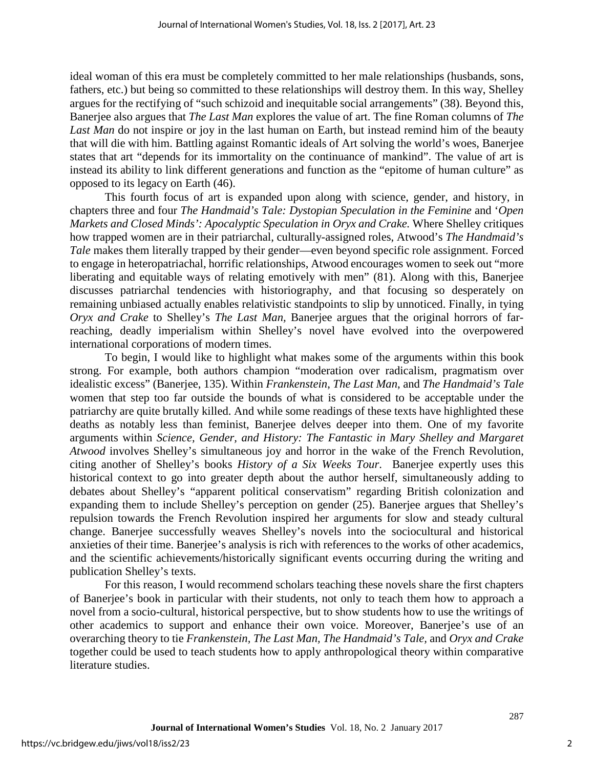ideal woman of this era must be completely committed to her male relationships (husbands, sons, fathers, etc.) but being so committed to these relationships will destroy them. In this way, Shelley argues for the rectifying of "such schizoid and inequitable social arrangements" (38). Beyond this, Banerjee also argues that *The Last Man* explores the value of art. The fine Roman columns of *The Last Man* do not inspire or joy in the last human on Earth, but instead remind him of the beauty that will die with him. Battling against Romantic ideals of Art solving the world's woes, Banerjee states that art "depends for its immortality on the continuance of mankind". The value of art is instead its ability to link different generations and function as the "epitome of human culture" as opposed to its legacy on Earth (46).

This fourth focus of art is expanded upon along with science, gender, and history, in chapters three and four *The Handmaid's Tale: Dystopian Speculation in the Feminine* and '*Open Markets and Closed Minds': Apocalyptic Speculation in Oryx and Crake.* Where Shelley critiques how trapped women are in their patriarchal, culturally-assigned roles, Atwood's *The Handmaid's Tale* makes them literally trapped by their gender—even beyond specific role assignment. Forced to engage in heteropatriachal, horrific relationships, Atwood encourages women to seek out "more liberating and equitable ways of relating emotively with men" (81). Along with this, Banerjee discusses patriarchal tendencies with historiography, and that focusing so desperately on remaining unbiased actually enables relativistic standpoints to slip by unnoticed. Finally, in tying *Oryx and Crake* to Shelley's *The Last Man,* Banerjee argues that the original horrors of far-reaching, deadly imperialism within Shelley's novel have evolved into the overpowered international corporations of modern times.

To begin, I would like to highlight what makes some of the arguments within this book strong. For example, both authors champion "moderation over radicalism, pragmatism over idealistic excess" (Banerjee, 135). Within *Frankenstein*, *The Last Man*, and *The Handmaid's Tale* women that step too far outside the bounds of what is considered to be acceptable under the patriarchy are quite brutally killed. And while some readings of these texts have highlighted these deaths as notably less than feminist, Banerjee delves deeper into them. One of my favorite arguments within *Science, Gender, and History: The Fantastic in Mary Shelley and Margaret Atwood* involves Shelley's simultaneous joy and horror in the wake of the French Revolution, citing another of Shelley's books *History of a Six Weeks Tour*. Banerjee expertly uses this historical context to go into greater depth about the author herself, simultaneously adding to debates about Shelley's "apparent political conservatism" regarding British colonization and expanding them to include Shelley's perception on gender (25). Banerjee argues that Shelley's repulsion towards the French Revolution inspired her arguments for slow and steady cultural change. Banerjee successfully weaves Shelley's novels into the sociocultural and historical anxieties of their time. Banerjee's analysis is rich with references to the works of other academics, and the scientific achievements/historically significant events occurring during the writing and publication Shelley's texts.

For this reason, I would recommend scholars teaching these novels share the first chapters of Banerjee's book in particular with their students, not only to teach them how to approach a novel from a socio-cultural, historical perspective, but to show students how to use the writings of other academics to support and enhance their own voice. Moreover, Banerjee's use of an overarching theory to tie *Frankenstein*, *The Last Man*, *The Handmaid's Tale,* and *Oryx and Crake* together could be used to teach students how to apply anthropological theory within comparative literature studies.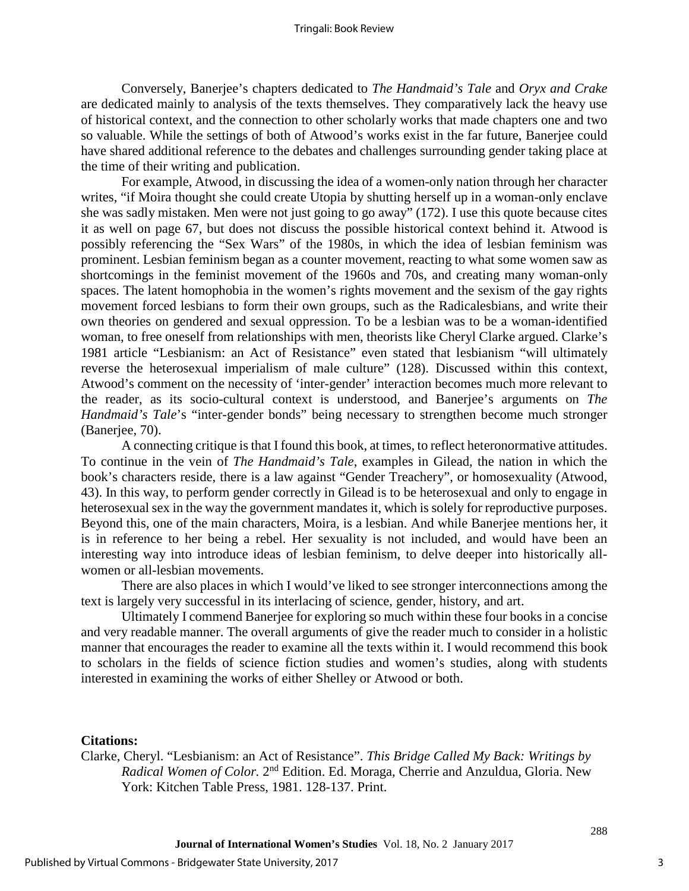Conversely, Banerjee's chapters dedicated to *The Handmaid's Tale* and *Oryx and Crake* are dedicated mainly to analysis of the texts themselves. They comparatively lack the heavy use of historical context, and the connection to other scholarly works that made chapters one and two so valuable. While the settings of both of Atwood's works exist in the far future, Banerjee could have shared additional reference to the debates and challenges surrounding gender taking place at the time of their writing and publication.

For example, Atwood, in discussing the idea of a women-only nation through her character writes, "if Moira thought she could create Utopia by shutting herself up in a woman-only enclave she was sadly mistaken. Men were not just going to go away" (172). I use this quote because cites it as well on page 67, but does not discuss the possible historical context behind it. Atwood is possibly referencing the "Sex Wars" of the 1980s, in which the idea of lesbian feminism was prominent. Lesbian feminism began as a counter movement, reacting to what some women saw as shortcomings in the feminist movement of the 1960s and 70s, and creating many woman-only spaces. The latent homophobia in the women's rights movement and the sexism of the gay rights movement forced lesbians to form their own groups, such as the Radicalesbians, and write their own theories on gendered and sexual oppression. To be a lesbian was to be a woman-identified woman, to free oneself from relationships with men, theorists like Cheryl Clarke argued. Clarke's 1981 article "Lesbianism: an Act of Resistance" even stated that lesbianism "will ultimately reverse the heterosexual imperialism of male culture" (128). Discussed within this context, Atwood's comment on the necessity of 'inter-gender' interaction becomes much more relevant to the reader, as its socio-cultural context is understood, and Banerjee's arguments on *The Handmaid's Tale*'s "inter-gender bonds" being necessary to strengthen become much stronger (Banerjee, 70).

A connecting critique is that I found this book, at times, to reflect heteronormative attitudes. To continue in the vein of *The Handmaid's Tale*, examples in Gilead, the nation in which the book's characters reside, there is a law against "Gender Treachery", or homosexuality (Atwood, 43). In this way, to perform gender correctly in Gilead is to be heterosexual and only to engage in heterosexual sex in the way the government mandates it, which is solely for reproductive purposes. Beyond this, one of the main characters, Moira, is a lesbian. And while Banerjee mentions her, it is in reference to her being a rebel. Her sexuality is not included, and would have been an interesting way into introduce ideas of lesbian feminism, to delve deeper into historically all-women or all-lesbian movements.

There are also places in which I would've liked to see stronger interconnections among the text is largely very successful in its interlacing of science, gender, history, and art.

Ultimately I commend Banerjee for exploring so much within these four books in a concise and very readable manner. The overall arguments of give the reader much to consider in a holistic manner that encourages the reader to examine all the texts within it. I would recommend this book to scholars in the fields of science fiction studies and women's studies, along with students interested in examining the works of either Shelley or Atwood or both.

**Citations:**

Clarke, Cheryl. "Lesbianism: an Act of Resistance". *This Bridge Called My Back: Writings by Radical Women of Color.* 2nd Edition. Ed. Moraga, Cherrie and Anzuldua, Gloria. New York: Kitchen Table Press, 1981. 128-137. Print.